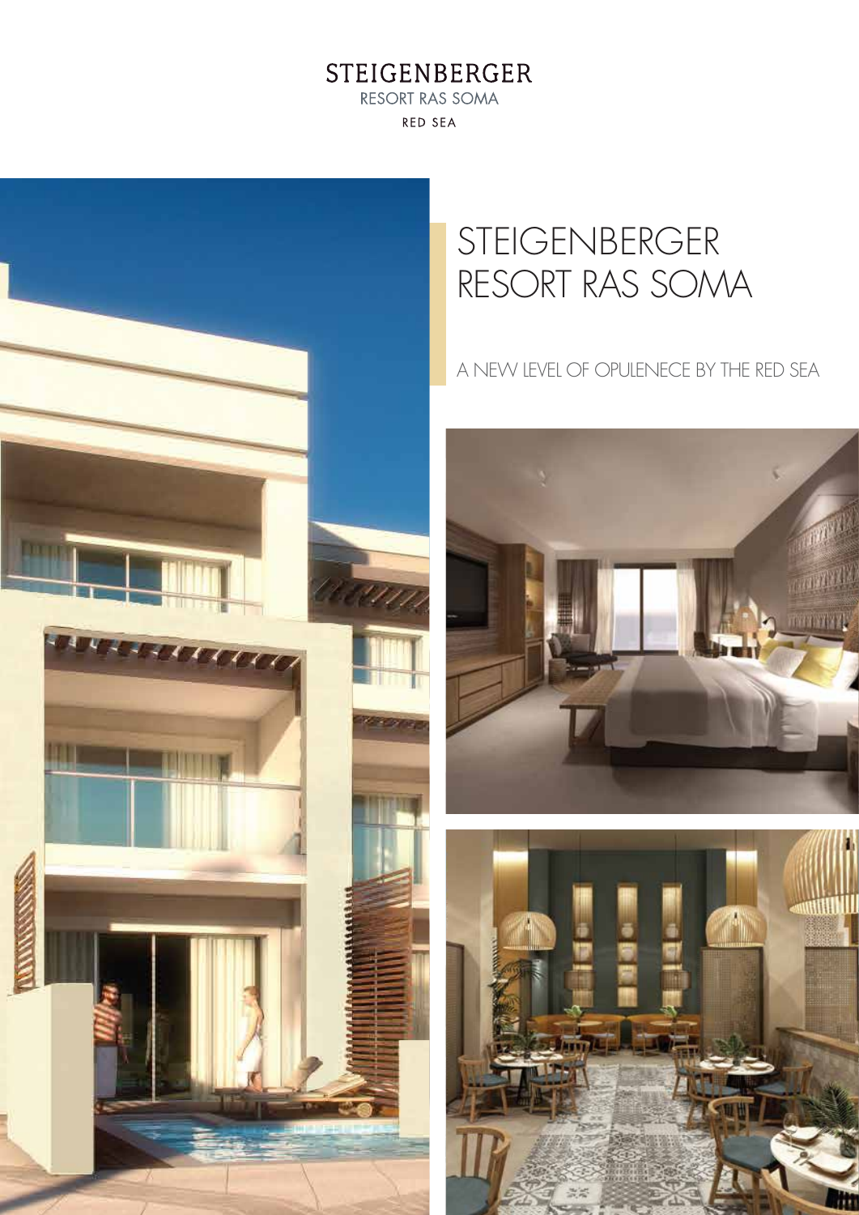STEIGENBERGER
RESORT RAS SOMA
RED SEA

# STEIGENBERGER RESORT RAS SOMA

A NEW LEVEL OF OPULENECE BY THE RED SEA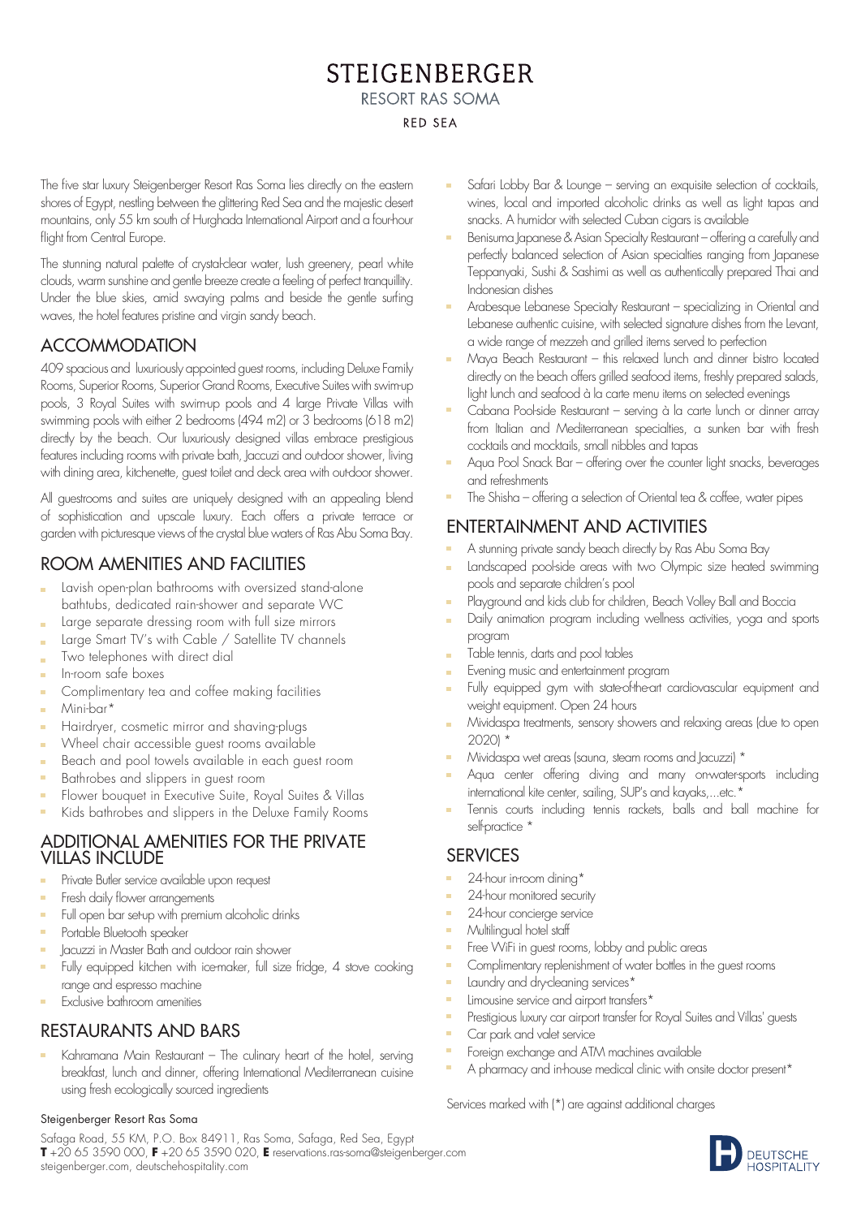# STEIGENBERGER

RESORT RAS SOMA

RED SEA

The five star luxury Steigenberger Resort Ras Soma lies directly on the eastern shores of Egypt, nestling between the glittering Red Sea and the majestic desert mountains, only 55 km south of Hurghada International Airport and a four-hour flight from Central Europe.

The stunning natural palette of crystal-clear water, lush greenery, pearl white clouds, warm sunshine and gentle breeze create a feeling of perfect tranquillity. Under the blue skies, amid swaying palms and beside the gentle surfing waves, the hotel features pristine and virgin sandy beach.

## ACCOMMODATION

409 spacious and luxuriously appointed guest rooms, including Deluxe Family Rooms, Superior Rooms, Superior Grand Rooms, Executive Suites with swim-up pools, 3 Royal Suites with swim-up pools and 4 large Private Villas with swimming pools with either 2 bedrooms (494 m2) or 3 bedrooms (618 m2) directly by the beach. Our luxuriously designed villas embrace prestigious features including rooms with private bath, Jaccuzi and out-door shower, living with dining area, kitchenette, guest toilet and deck area with out-door shower.

All guestrooms and suites are uniquely designed with an appealing blend of sophistication and upscale luxury. Each offers a private terrace or garden with picturesque views of the crystal blue waters of Ras Abu Soma Bay.

## ROOM AMENITIES AND FACILITIES

- Lavish open-plan bathrooms with oversized stand-alone bathtubs, dedicated rain-shower and separate WC
- Large separate dressing room with full size mirrors
- Large Smart TV's with Cable / Satellite TV channels
- Two telephones with direct dial
- In-room safe boxes
- Complimentary tea and coffee making facilities
- Mini-bar*
- Hairdryer, cosmetic mirror and shaving-plugs
- Wheel chair accessible guest rooms available
- Beach and pool towels available in each guest room
- Bathrobes and slippers in guest room
- Flower bouquet in Executive Suite, Royal Suites & Villas
- Kids bathrobes and slippers in the Deluxe Family Rooms

## ADDITIONAL AMENITIES FOR THE PRIVATE VILLAS INCLUDE

- Private Butler service available upon request
- Fresh daily flower arrangements
- Full open bar set-up with premium alcoholic drinks
- Portable Bluetooth speaker
- Jacuzzi in Master Bath and outdoor rain shower
- Fully equipped kitchen with ice-maker, full size fridge, 4 stove cooking range and espresso machine
- Exclusive bathroom amenities

## RESTAURANTS AND BARS

- Kahramana Main Restaurant – The culinary heart of the hotel, serving breakfast, lunch and dinner, offering International Mediterranean cuisine using fresh ecologically sourced ingredients
- Safari Lobby Bar & Lounge – serving an exquisite selection of cocktails, wines, local and imported alcoholic drinks as well as light tapas and snacks. A humidor with selected Cuban cigars is available
- Benisuma Japanese & Asian Specialty Restaurant – offering a carefully and perfectly balanced selection of Asian specialties ranging from Japanese Teppanyaki, Sushi & Sashimi as well as authentically prepared Thai and Indonesian dishes
- Arabesque Lebanese Specialty Restaurant – specializing in Oriental and Lebanese authentic cuisine, with selected signature dishes from the Levant, a wide range of mezzeh and grilled items served to perfection
- Maya Beach Restaurant – this relaxed lunch and dinner bistro located directly on the beach offers grilled seafood items, freshly prepared salads, light lunch and seafood à la carte menu items on selected evenings
- Cabana Pool-side Restaurant – serving à la carte lunch or dinner array from Italian and Mediterranean specialties, a sunken bar with fresh cocktails and mocktails, small nibbles and tapas
- Aqua Pool Snack Bar – offering over the counter light snacks, beverages and refreshments
- The Shisha – offering a selection of Oriental tea & coffee, water pipes

## ENTERTAINMENT AND ACTIVITIES

- A stunning private sandy beach directly by Ras Abu Soma Bay
- Landscaped pool-side areas with two Olympic size heated swimming pools and separate children's pool
- Playground and kids club for children, Beach Volley Ball and Boccia
- Daily animation program including wellness activities, yoga and sports program
- Table tennis, darts and pool tables
- Evening music and entertainment program
- Fully equipped gym with state-of-the-art cardiovascular equipment and weight equipment. Open 24 hours
- Mividaspa treatments, sensory showers and relaxing areas (due to open 2020) *
- Mividaspa wet areas (sauna, steam rooms and Jacuzzi) *
- Aqua center offering diving and many on-water-sports including international kite center, sailing, SUP's and kayaks,...etc.*
- Tennis courts including tennis rackets, balls and ball machine for self-practice *

## SERVICES

- 24-hour in-room dining*
- 24-hour monitored security
- 24-hour concierge service
- Multilingual hotel staff
- Free WiFi in guest rooms, lobby and public areas
- Complimentary replenishment of water bottles in the guest rooms
- Laundry and dry-cleaning services*
- Limousine service and airport transfers*
- Prestigious luxury car airport transfer for Royal Suites and Villas' guests
- Car park and valet service
- Foreign exchange and ATM machines available
- A pharmacy and in-house medical clinic with onsite doctor present*

Services marked with (*) are against additional charges

Steigenberger Resort Ras Soma

Safaga Road, 55 KM, P.O. Box 84911, Ras Soma, Safaga, Red Sea, Egypt
**T** +20 65 3590 000, **F** +20 65 3590 020, **E** reservations.ras-soma@steigenberger.com
steigenberger.com, deutschehospitality.com

DEUTSCHE HOSPITALITY